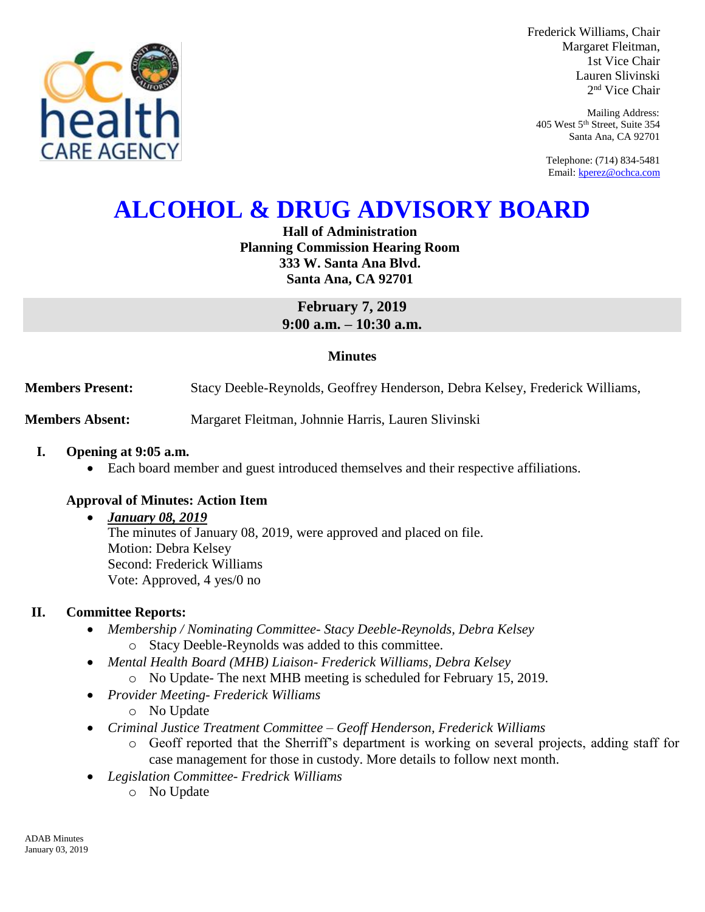Frederick Williams, Chair
Margaret Fleitman,
1st Vice Chair
Lauren Slivinski
2nd Vice Chair

Mailing Address:
405 West 5th Street, Suite 354
Santa Ana, CA 92701

Telephone: (714) 834-5481
Email: kperez@ochca.com

# ALCOHOL & DRUG ADVISORY BOARD

**Hall of Administration**
**Planning Commission Hearing Room**
**333 W. Santa Ana Blvd.**
**Santa Ana, CA 92701**

**February 7, 2019**
**9:00 a.m. – 10:30 a.m.**

**Minutes**

**Members Present:** Stacy Deeble-Reynolds, Geoffrey Henderson, Debra Kelsey, Frederick Williams,

**Members Absent:** Margaret Fleitman, Johnnie Harris, Lauren Slivinski

## I. Opening at 9:05 a.m.

- Each board member and guest introduced themselves and their respective affiliations.

### Approval of Minutes: Action Item

- ***January 08, 2019***
  The minutes of January 08, 2019, were approved and placed on file.
  Motion: Debra Kelsey
  Second: Frederick Williams
  Vote: Approved, 4 yes/0 no

## II. Committee Reports:

- *Membership / Nominating Committee- Stacy Deeble-Reynolds, Debra Kelsey*
  - Stacy Deeble-Reynolds was added to this committee.
- *Mental Health Board (MHB) Liaison- Frederick Williams, Debra Kelsey*
  - No Update- The next MHB meeting is scheduled for February 15, 2019.
- *Provider Meeting- Frederick Williams*
  - No Update
- *Criminal Justice Treatment Committee – Geoff Henderson, Frederick Williams*
  - Geoff reported that the Sherriff's department is working on several projects, adding staff for case management for those in custody. More details to follow next month.
- *Legislation Committee- Fredrick Williams*
  - No Update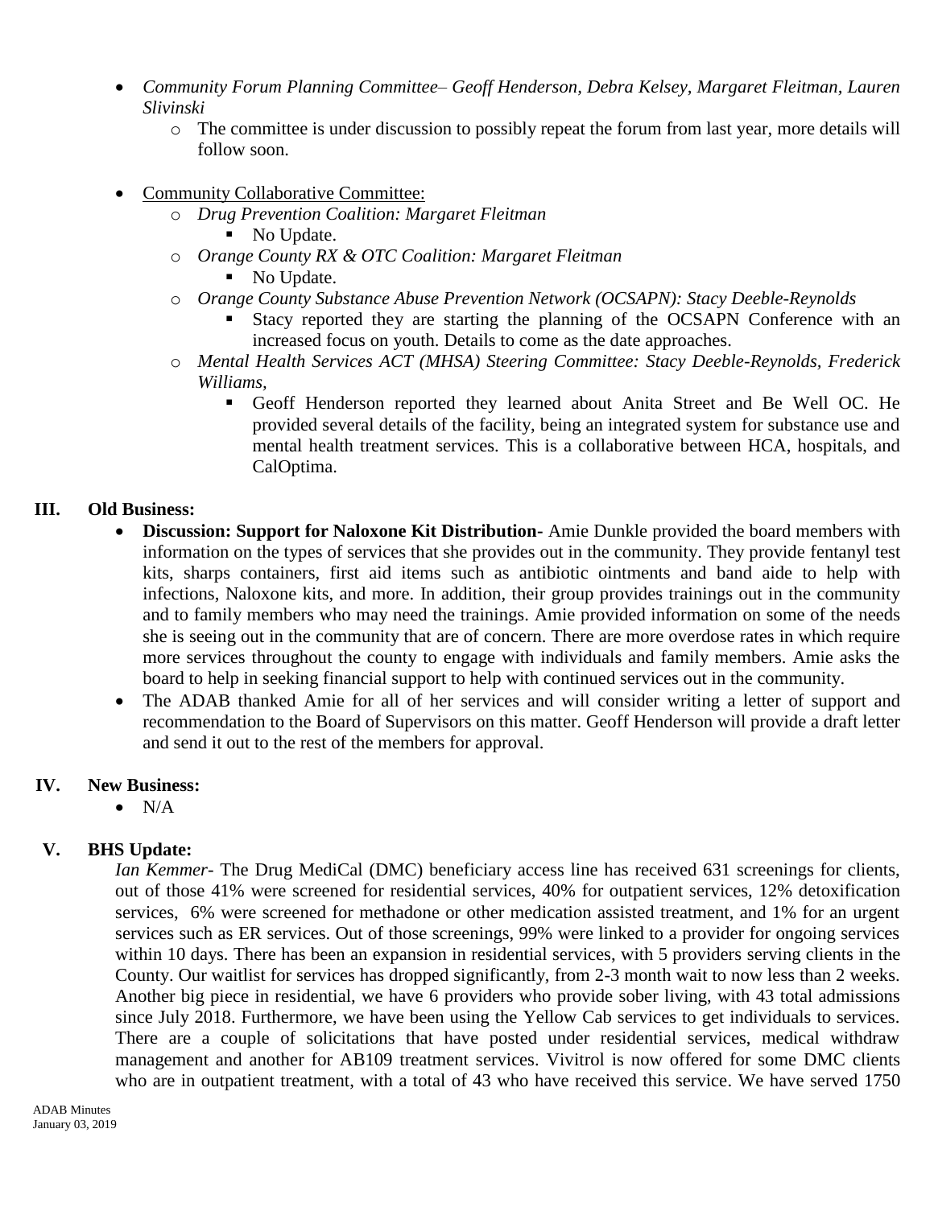- *Community Forum Planning Committee– Geoff Henderson, Debra Kelsey, Margaret Fleitman, Lauren Slivinski*
  - The committee is under discussion to possibly repeat the forum from last year, more details will follow soon.

- Community Collaborative Committee:
  - *Drug Prevention Coalition: Margaret Fleitman*
    - No Update.
  - *Orange County RX & OTC Coalition: Margaret Fleitman*
    - No Update.
  - *Orange County Substance Abuse Prevention Network (OCSAPN): Stacy Deeble-Reynolds*
    - Stacy reported they are starting the planning of the OCSAPN Conference with an increased focus on youth. Details to come as the date approaches.
  - *Mental Health Services ACT (MHSA) Steering Committee: Stacy Deeble-Reynolds, Frederick Williams,*
    - Geoff Henderson reported they learned about Anita Street and Be Well OC. He provided several details of the facility, being an integrated system for substance use and mental health treatment services. This is a collaborative between HCA, hospitals, and CalOptima.

## III. Old Business:

- **Discussion: Support for Naloxone Kit Distribution-** Amie Dunkle provided the board members with information on the types of services that she provides out in the community. They provide fentanyl test kits, sharps containers, first aid items such as antibiotic ointments and band aide to help with infections, Naloxone kits, and more. In addition, their group provides trainings out in the community and to family members who may need the trainings. Amie provided information on some of the needs she is seeing out in the community that are of concern. There are more overdose rates in which require more services throughout the county to engage with individuals and family members. Amie asks the board to help in seeking financial support to help with continued services out in the community.
- The ADAB thanked Amie for all of her services and will consider writing a letter of support and recommendation to the Board of Supervisors on this matter. Geoff Henderson will provide a draft letter and send it out to the rest of the members for approval.

## IV. New Business:

- N/A

## V. BHS Update:

*Ian Kemmer*- The Drug MediCal (DMC) beneficiary access line has received 631 screenings for clients, out of those 41% were screened for residential services, 40% for outpatient services, 12% detoxification services, 6% were screened for methadone or other medication assisted treatment, and 1% for an urgent services such as ER services. Out of those screenings, 99% were linked to a provider for ongoing services within 10 days. There has been an expansion in residential services, with 5 providers serving clients in the County. Our waitlist for services has dropped significantly, from 2-3 month wait to now less than 2 weeks. Another big piece in residential, we have 6 providers who provide sober living, with 43 total admissions since July 2018. Furthermore, we have been using the Yellow Cab services to get individuals to services. There are a couple of solicitations that have posted under residential services, medical withdraw management and another for AB109 treatment services. Vivitrol is now offered for some DMC clients who are in outpatient treatment, with a total of 43 who have received this service. We have served 1750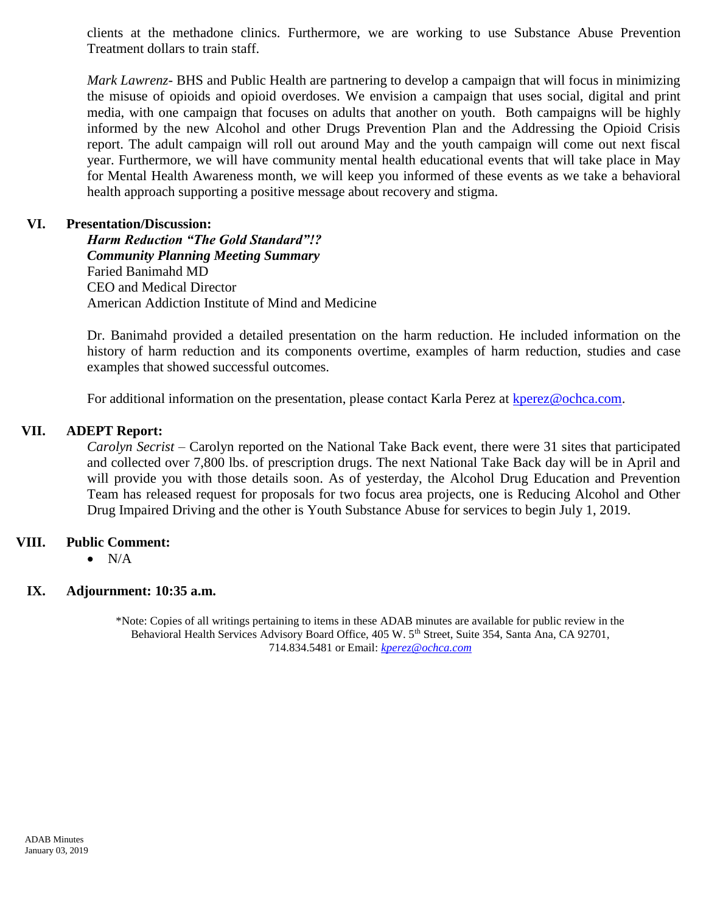clients at the methadone clinics. Furthermore, we are working to use Substance Abuse Prevention Treatment dollars to train staff.

*Mark Lawrenz-* BHS and Public Health are partnering to develop a campaign that will focus in minimizing the misuse of opioids and opioid overdoses. We envision a campaign that uses social, digital and print media, with one campaign that focuses on adults that another on youth. Both campaigns will be highly informed by the new Alcohol and other Drugs Prevention Plan and the Addressing the Opioid Crisis report. The adult campaign will roll out around May and the youth campaign will come out next fiscal year. Furthermore, we will have community mental health educational events that will take place in May for Mental Health Awareness month, we will keep you informed of these events as we take a behavioral health approach supporting a positive message about recovery and stigma.

## VI. Presentation/Discussion:

***Harm Reduction "The Gold Standard"!?***
***Community Planning Meeting Summary***
Faried Banimahd MD
CEO and Medical Director
American Addiction Institute of Mind and Medicine

Dr. Banimahd provided a detailed presentation on the harm reduction. He included information on the history of harm reduction and its components overtime, examples of harm reduction, studies and case examples that showed successful outcomes.

For additional information on the presentation, please contact Karla Perez at kperez@ochca.com.

## VII. ADEPT Report:

*Carolyn Secrist* – Carolyn reported on the National Take Back event, there were 31 sites that participated and collected over 7,800 lbs. of prescription drugs. The next National Take Back day will be in April and will provide you with those details soon. As of yesterday, the Alcohol Drug Education and Prevention Team has released request for proposals for two focus area projects, one is Reducing Alcohol and Other Drug Impaired Driving and the other is Youth Substance Abuse for services to begin July 1, 2019.

## VIII. Public Comment:

- N/A

## IX. Adjournment: 10:35 a.m.

*Note: Copies of all writings pertaining to items in these ADAB minutes are available for public review in the Behavioral Health Services Advisory Board Office, 405 W. 5th Street, Suite 354, Santa Ana, CA 92701, 714.834.5481 or Email: *kperez@ochca.com*